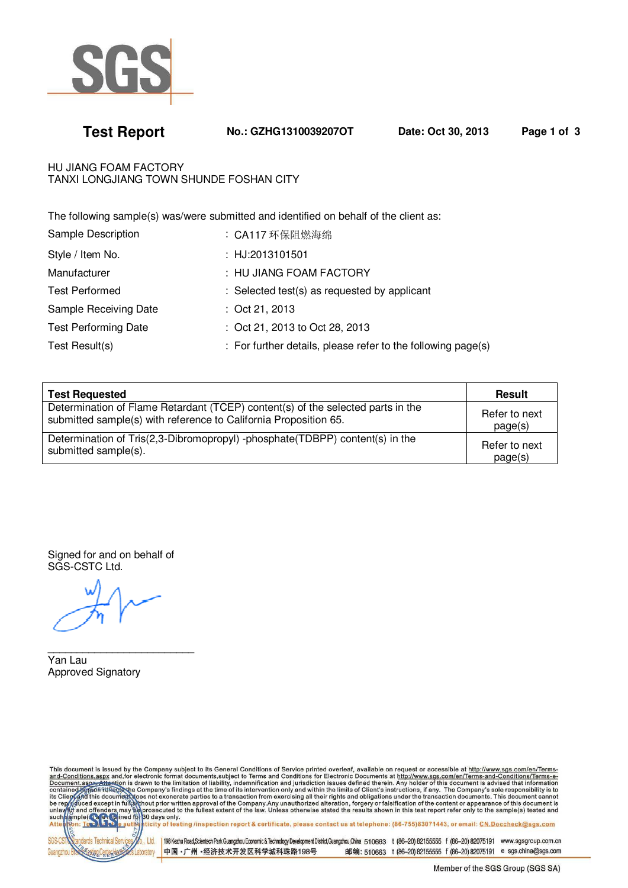SGS

# Test Report

**No.: GZHG1310039207OT** **Date: Oct 30, 2013**

HU JIANG FOAM FACTORY
TANXI LONGJIANG TOWN SHUNDE FOSHAN CITY

The following sample(s) was/were submitted and identified on behalf of the client as:

| | | |
|---|---|---|
| Sample Description | : | CA117 环保阻燃海绵 |
| Style / Item No. | : | HJ:2013101501 |
| Manufacturer | : | HU JIANG FOAM FACTORY |
| Test Performed | : | Selected test(s) as requested by applicant |
| Sample Receiving Date | : | Oct 21, 2013 |
| Test Performing Date | : | Oct 21, 2013 to Oct 28, 2013 |
| Test Result(s) | : | For further details, please refer to the following page(s) |

| Test Requested | Result |
|---|---|
| Determination of Flame Retardant (TCEP) content(s) of the selected parts in the submitted sample(s) with reference to California Proposition 65. | Refer to next page(s) |
| Determination of Tris(2,3-Dibromopropyl) -phosphate(TDBPP) content(s) in the submitted sample(s). | Refer to next page(s) |

Signed for and on behalf of
SGS-CSTC Ltd.

Yan Lau
Approved Signatory

This document is issued by the Company subject to its General Conditions of Service printed overleaf, available on request or accessible at http://www.sgs.com/en/Terms-and-Conditions.aspx and,for electronic format documents,subject to Terms and Conditions for Electronic Documents at http://www.sgs.com/en/Terms-and-Conditions/Terms-e-Document.aspx. Attention is drawn to the limitation of liability, indemnification and jurisdiction issues defined therein. Any holder of this document is advised that information contained hereon reflects the Company's findings at the time of its intervention only and within the limits of Client's instructions, if any. The Company's sole responsibility is to its Client and this document does not exonerate parties to a transaction from exercising all their rights and obligations under the transaction documents. This document cannot be reproduced except in full, without prior written approval of the Company.Any unauthorized alteration, forgery or falsification of the content or appearance of this document is unlawful and offenders may be prosecuted to the fullest extent of the law. Unless otherwise stated the results shown in this test report refer only to the sample(s) tested and such sample(s) are retained for 30 days only.
Attention: To check the authenticity of testing /inspection report & certificate, please contact us at telephone: (86-755)83071443, or email: CN.Doccheck@sgs.com

SGS-CSTC Standards Technical Services Co., Ltd. Guangzhou Branch Testing Center Laboratory | 198 Kezhu Road,Scientech Park Guangzhou Economic & Technology Development District,Guangzhou,China 510663 t (86–20) 82155555 f (86–20) 82075191 www.sgsgroup.com.cn
中国・广州・经济技术开发区科学城科珠路198号 邮编: 510663 t (86–20) 82155555 f (86–20) 82075191 e sgs.china@sgs.com

Member of the SGS Group (SGS SA)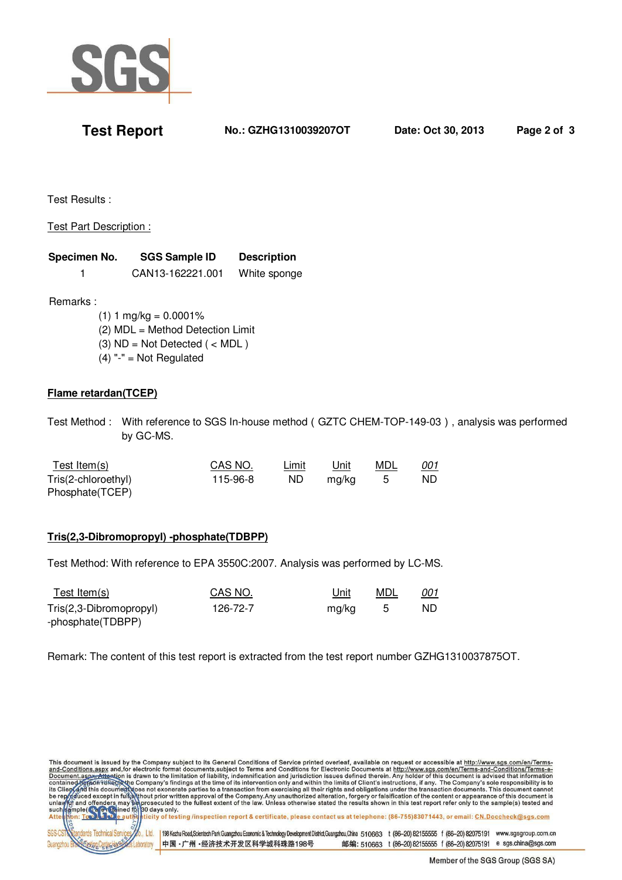Test Results :

Test Part Description :

| Specimen No. | SGS Sample ID | Description |
|---|---|---|
| 1 | CAN13-162221.001 | White sponge |

Remarks :

(1) 1 mg/kg = 0.0001%
(2) MDL = Method Detection Limit
(3) ND = Not Detected ( < MDL )
(4) "-" = Not Regulated

**Flame retardan(TCEP)**

Test Method : With reference to SGS In-house method ( GZTC CHEM-TOP-149-03 ) , analysis was performed by GC-MS.

| Test Item(s) | CAS NO. | Limit | Unit | MDL | 001 |
|---|---|---|---|---|---|
| Tris(2-chloroethyl) Phosphate(TCEP) | 115-96-8 | ND | mg/kg | 5 | ND |

**Tris(2,3-Dibromopropyl) -phosphate(TDBPP)**

Test Method: With reference to EPA 3550C:2007. Analysis was performed by LC-MS.

| Test Item(s) | CAS NO. | Unit | MDL | 001 |
|---|---|---|---|---|
| Tris(2,3-Dibromopropyl) -phosphate(TDBPP) | 126-72-7 | mg/kg | 5 | ND |

Remark: The content of this test report is extracted from the test report number GZHG1310037875OT.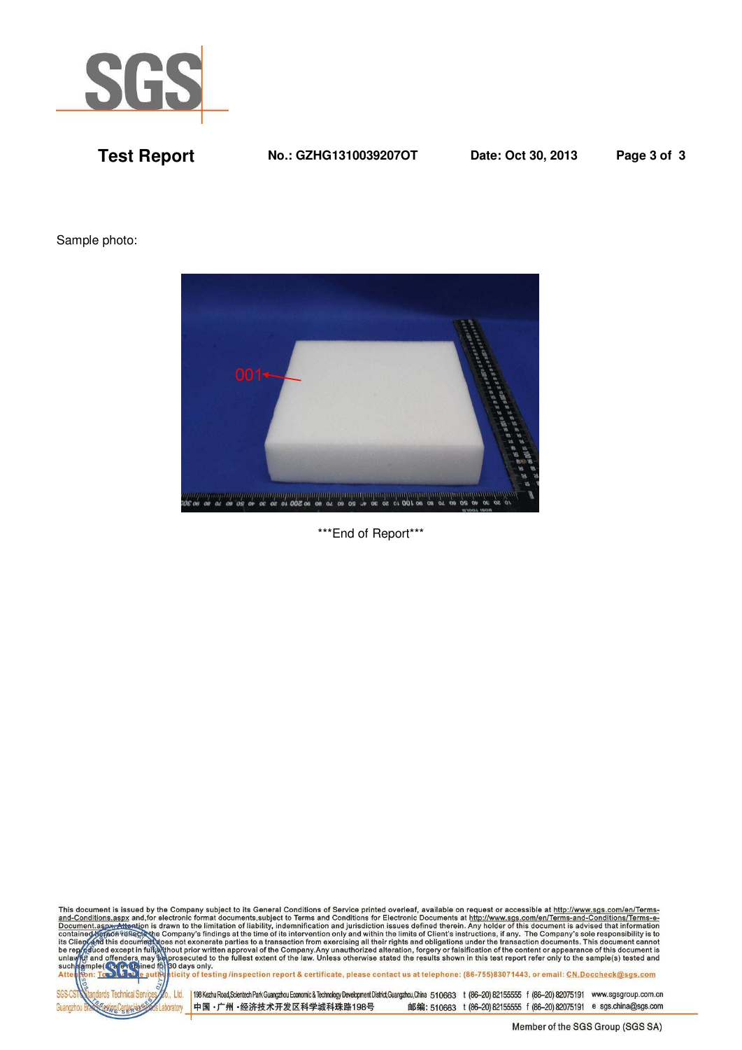Sample photo:

***End of Report***